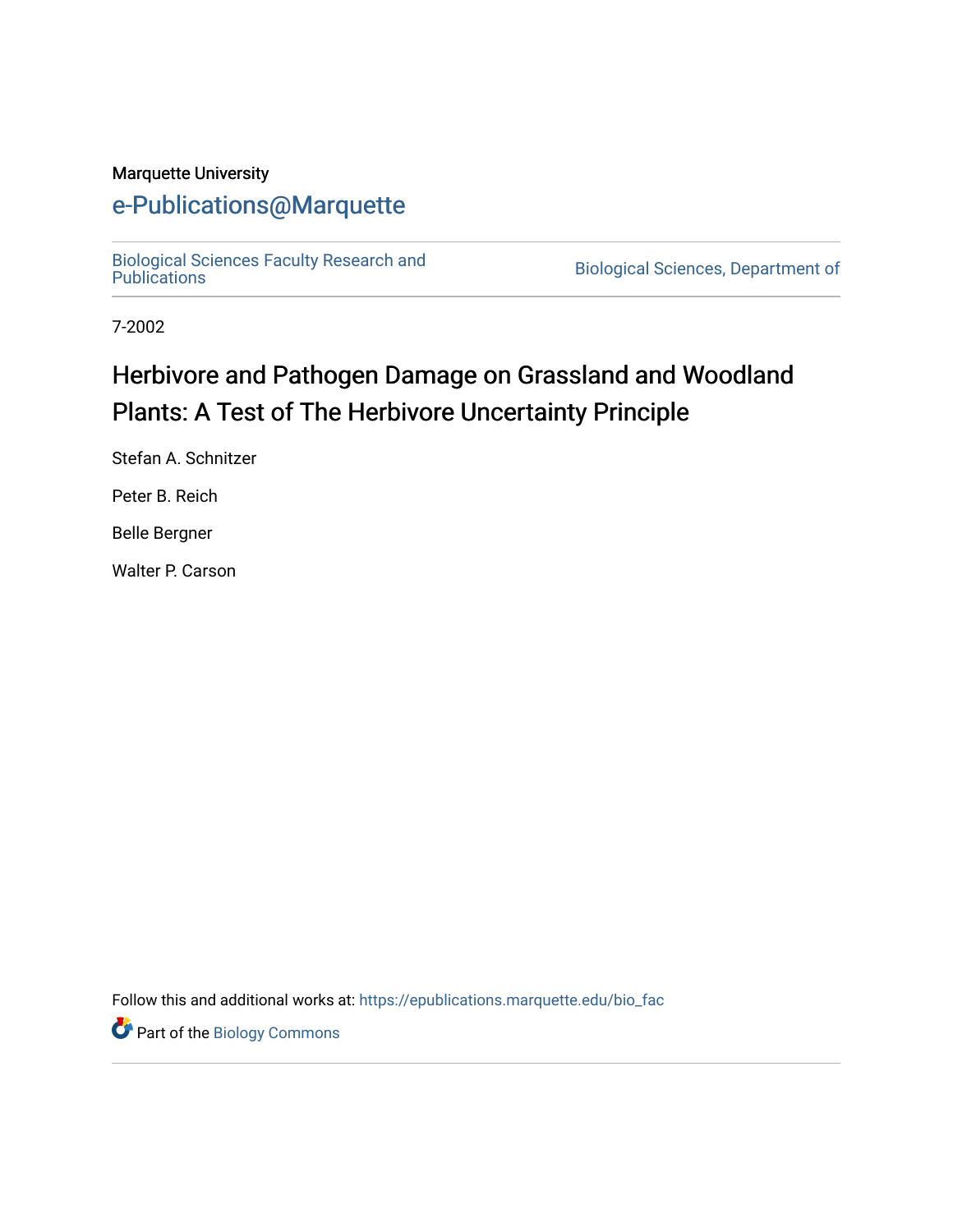Marquette University

# e-Publications@Marquette

Biological Sciences Faculty Research and Publications

Biological Sciences, Department of

7-2002

# Herbivore and Pathogen Damage on Grassland and Woodland Plants: A Test of The Herbivore Uncertainty Principle

Stefan A. Schnitzer

Peter B. Reich

Belle Bergner

Walter P. Carson

Follow this and additional works at: https://epublications.marquette.edu/bio_fac

Part of the Biology Commons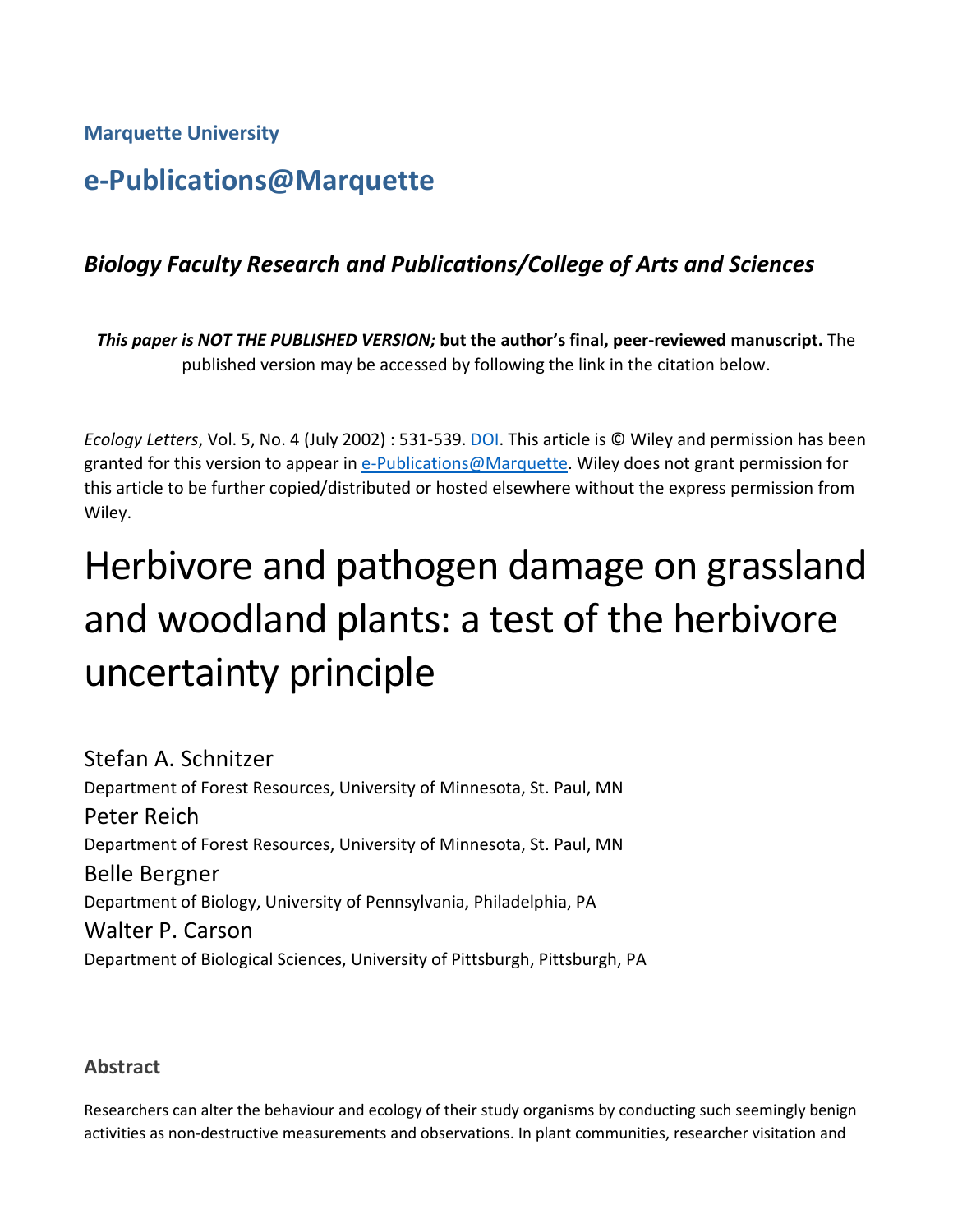**Marquette University**

# e-Publications@Marquette

### *Biology Faculty Research and Publications/College of Arts and Sciences*

***This paper is NOT THE PUBLISHED VERSION;* but the author's final, peer-reviewed manuscript.** The published version may be accessed by following the link in the citation below.

*Ecology Letters*, Vol. 5, No. 4 (July 2002) : 531-539. DOI. This article is © Wiley and permission has been granted for this version to appear in e-Publications@Marquette. Wiley does not grant permission for this article to be further copied/distributed or hosted elsewhere without the express permission from Wiley.

# Herbivore and pathogen damage on grassland and woodland plants: a test of the herbivore uncertainty principle

Stefan A. Schnitzer
Department of Forest Resources, University of Minnesota, St. Paul, MN

Peter Reich
Department of Forest Resources, University of Minnesota, St. Paul, MN

Belle Bergner
Department of Biology, University of Pennsylvania, Philadelphia, PA

Walter P. Carson
Department of Biological Sciences, University of Pittsburgh, Pittsburgh, PA

## Abstract

Researchers can alter the behaviour and ecology of their study organisms by conducting such seemingly benign activities as non-destructive measurements and observations. In plant communities, researcher visitation and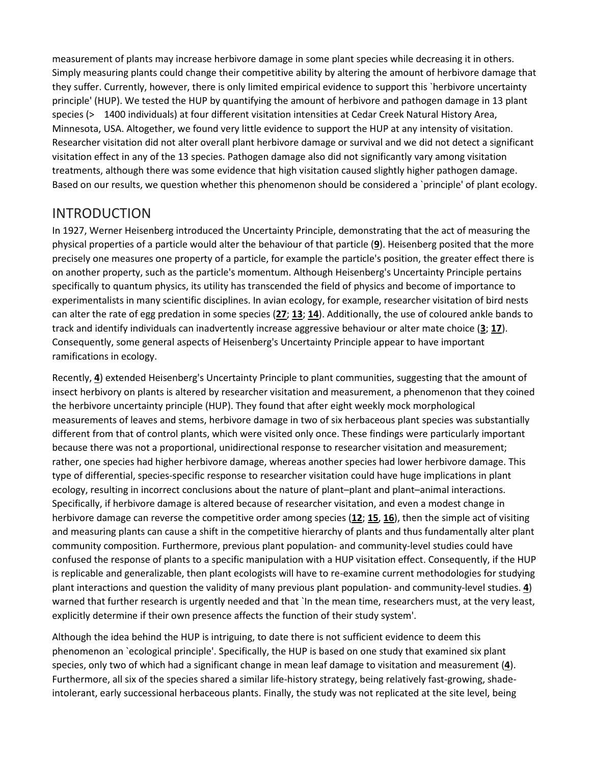measurement of plants may increase herbivore damage in some plant species while decreasing it in others. Simply measuring plants could change their competitive ability by altering the amount of herbivore damage that they suffer. Currently, however, there is only limited empirical evidence to support this `herbivore uncertainty principle' (HUP). We tested the HUP by quantifying the amount of herbivore and pathogen damage in 13 plant species (> 1400 individuals) at four different visitation intensities at Cedar Creek Natural History Area, Minnesota, USA. Altogether, we found very little evidence to support the HUP at any intensity of visitation. Researcher visitation did not alter overall plant herbivore damage or survival and we did not detect a significant visitation effect in any of the 13 species. Pathogen damage also did not significantly vary among visitation treatments, although there was some evidence that high visitation caused slightly higher pathogen damage. Based on our results, we question whether this phenomenon should be considered a `principle' of plant ecology.

## INTRODUCTION

In 1927, Werner Heisenberg introduced the Uncertainty Principle, demonstrating that the act of measuring the physical properties of a particle would alter the behaviour of that particle (**9**). Heisenberg posited that the more precisely one measures one property of a particle, for example the particle's position, the greater effect there is on another property, such as the particle's momentum. Although Heisenberg's Uncertainty Principle pertains specifically to quantum physics, its utility has transcended the field of physics and become of importance to experimentalists in many scientific disciplines. In avian ecology, for example, researcher visitation of bird nests can alter the rate of egg predation in some species (**27**; **13**; **14**). Additionally, the use of coloured ankle bands to track and identify individuals can inadvertently increase aggressive behaviour or alter mate choice (**3**; **17**). Consequently, some general aspects of Heisenberg's Uncertainty Principle appear to have important ramifications in ecology.

Recently, **4**) extended Heisenberg's Uncertainty Principle to plant communities, suggesting that the amount of insect herbivory on plants is altered by researcher visitation and measurement, a phenomenon that they coined the herbivore uncertainty principle (HUP). They found that after eight weekly mock morphological measurements of leaves and stems, herbivore damage in two of six herbaceous plant species was substantially different from that of control plants, which were visited only once. These findings were particularly important because there was not a proportional, unidirectional response to researcher visitation and measurement; rather, one species had higher herbivore damage, whereas another species had lower herbivore damage. This type of differential, species-specific response to researcher visitation could have huge implications in plant ecology, resulting in incorrect conclusions about the nature of plant–plant and plant–animal interactions. Specifically, if herbivore damage is altered because of researcher visitation, and even a modest change in herbivore damage can reverse the competitive order among species (**12**; **15**, **16**), then the simple act of visiting and measuring plants can cause a shift in the competitive hierarchy of plants and thus fundamentally alter plant community composition. Furthermore, previous plant population- and community-level studies could have confused the response of plants to a specific manipulation with a HUP visitation effect. Consequently, if the HUP is replicable and generalizable, then plant ecologists will have to re-examine current methodologies for studying plant interactions and question the validity of many previous plant population- and community-level studies. **4**) warned that further research is urgently needed and that `In the mean time, researchers must, at the very least, explicitly determine if their own presence affects the function of their study system'.

Although the idea behind the HUP is intriguing, to date there is not sufficient evidence to deem this phenomenon an `ecological principle'. Specifically, the HUP is based on one study that examined six plant species, only two of which had a significant change in mean leaf damage to visitation and measurement (**4**). Furthermore, all six of the species shared a similar life-history strategy, being relatively fast-growing, shade-intolerant, early successional herbaceous plants. Finally, the study was not replicated at the site level, being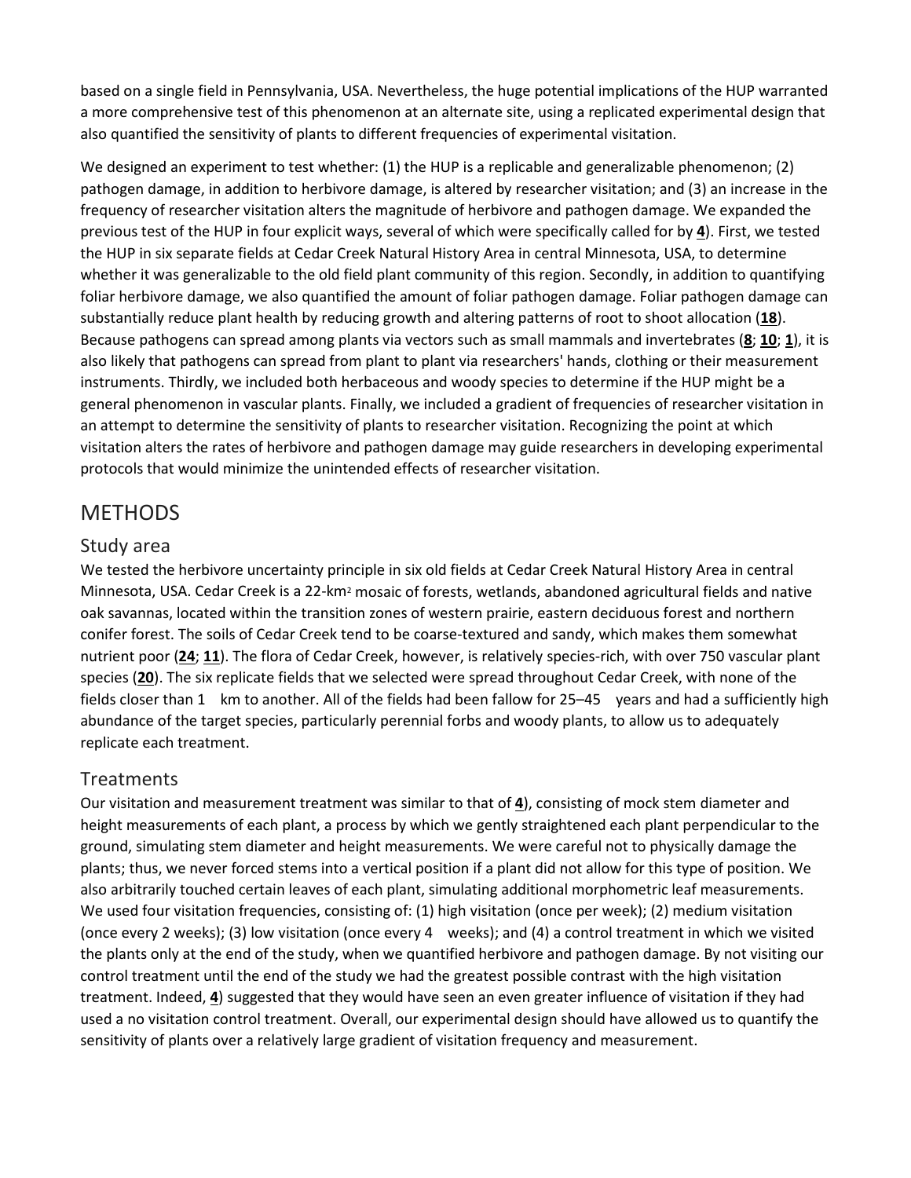based on a single field in Pennsylvania, USA. Nevertheless, the huge potential implications of the HUP warranted a more comprehensive test of this phenomenon at an alternate site, using a replicated experimental design that also quantified the sensitivity of plants to different frequencies of experimental visitation.

We designed an experiment to test whether: (1) the HUP is a replicable and generalizable phenomenon; (2) pathogen damage, in addition to herbivore damage, is altered by researcher visitation; and (3) an increase in the frequency of researcher visitation alters the magnitude of herbivore and pathogen damage. We expanded the previous test of the HUP in four explicit ways, several of which were specifically called for by **4**). First, we tested the HUP in six separate fields at Cedar Creek Natural History Area in central Minnesota, USA, to determine whether it was generalizable to the old field plant community of this region. Secondly, in addition to quantifying foliar herbivore damage, we also quantified the amount of foliar pathogen damage. Foliar pathogen damage can substantially reduce plant health by reducing growth and altering patterns of root to shoot allocation (**18**). Because pathogens can spread among plants via vectors such as small mammals and invertebrates (**8**; **10**; **1**), it is also likely that pathogens can spread from plant to plant via researchers' hands, clothing or their measurement instruments. Thirdly, we included both herbaceous and woody species to determine if the HUP might be a general phenomenon in vascular plants. Finally, we included a gradient of frequencies of researcher visitation in an attempt to determine the sensitivity of plants to researcher visitation. Recognizing the point at which visitation alters the rates of herbivore and pathogen damage may guide researchers in developing experimental protocols that would minimize the unintended effects of researcher visitation.

# METHODS

## Study area

We tested the herbivore uncertainty principle in six old fields at Cedar Creek Natural History Area in central Minnesota, USA. Cedar Creek is a 22-km$^2$ mosaic of forests, wetlands, abandoned agricultural fields and native oak savannas, located within the transition zones of western prairie, eastern deciduous forest and northern conifer forest. The soils of Cedar Creek tend to be coarse-textured and sandy, which makes them somewhat nutrient poor (**24**; **11**). The flora of Cedar Creek, however, is relatively species-rich, with over 750 vascular plant species (**20**). The six replicate fields that we selected were spread throughout Cedar Creek, with none of the fields closer than 1 km to another. All of the fields had been fallow for 25–45 years and had a sufficiently high abundance of the target species, particularly perennial forbs and woody plants, to allow us to adequately replicate each treatment.

## Treatments

Our visitation and measurement treatment was similar to that of **4**), consisting of mock stem diameter and height measurements of each plant, a process by which we gently straightened each plant perpendicular to the ground, simulating stem diameter and height measurements. We were careful not to physically damage the plants; thus, we never forced stems into a vertical position if a plant did not allow for this type of position. We also arbitrarily touched certain leaves of each plant, simulating additional morphometric leaf measurements. We used four visitation frequencies, consisting of: (1) high visitation (once per week); (2) medium visitation (once every 2 weeks); (3) low visitation (once every 4 weeks); and (4) a control treatment in which we visited the plants only at the end of the study, when we quantified herbivore and pathogen damage. By not visiting our control treatment until the end of the study we had the greatest possible contrast with the high visitation treatment. Indeed, **4**) suggested that they would have seen an even greater influence of visitation if they had used a no visitation control treatment. Overall, our experimental design should have allowed us to quantify the sensitivity of plants over a relatively large gradient of visitation frequency and measurement.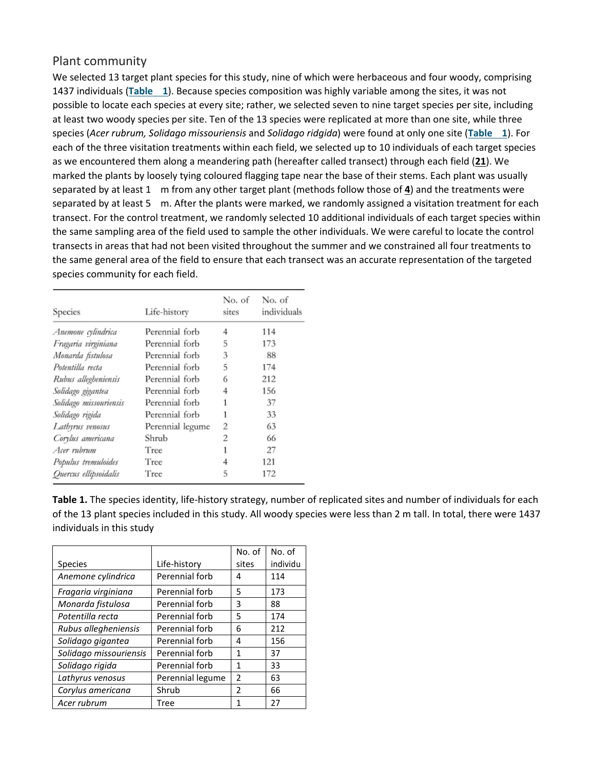## Plant community

We selected 13 target plant species for this study, nine of which were herbaceous and four woody, comprising 1437 individuals (**Table 1**). Because species composition was highly variable among the sites, it was not possible to locate each species at every site; rather, we selected seven to nine target species per site, including at least two woody species per site. Ten of the 13 species were replicated at more than one site, while three species (*Acer rubrum, Solidago missouriensis* and *Solidago ridgida*) were found at only one site (**Table 1**). For each of the three visitation treatments within each field, we selected up to 10 individuals of each target species as we encountered them along a meandering path (hereafter called transect) through each field (**21**). We marked the plants by loosely tying coloured flagging tape near the base of their stems. Each plant was usually separated by at least 1 m from any other target plant (methods follow those of **4**) and the treatments were separated by at least 5 m. After the plants were marked, we randomly assigned a visitation treatment for each transect. For the control treatment, we randomly selected 10 additional individuals of each target species within the same sampling area of the field used to sample the other individuals. We were careful to locate the control transects in areas that had not been visited throughout the summer and we constrained all four treatments to the same general area of the field to ensure that each transect was an accurate representation of the targeted species community for each field.

| Species | Life-history | No. of sites | No. of individuals |
|---|---|---|---|
| *Anemone cylindrica* | Perennial forb | 4 | 114 |
| *Fragaria virginiana* | Perennial forb | 5 | 173 |
| *Monarda fistulosa* | Perennial forb | 3 | 88 |
| *Potentilla recta* | Perennial forb | 5 | 174 |
| *Rubus allegheniensis* | Perennial forb | 6 | 212 |
| *Solidago gigantea* | Perennial forb | 4 | 156 |
| *Solidago missouriensis* | Perennial forb | 1 | 37 |
| *Solidago rigida* | Perennial forb | 1 | 33 |
| *Lathyrus venosus* | Perennial legume | 2 | 63 |
| *Corylus americana* | Shrub | 2 | 66 |
| *Acer rubrum* | Tree | 1 | 27 |
| *Populus tremuloides* | Tree | 4 | 121 |
| *Quercus ellipsoidalis* | Tree | 5 | 172 |

**Table 1.** The species identity, life-history strategy, number of replicated sites and number of individuals for each of the 13 plant species included in this study. All woody species were less than 2 m tall. In total, there were 1437 individuals in this study

| Species | Life-history | No. of sites | No. of individu |
|---|---|---|---|
| *Anemone cylindrica* | Perennial forb | 4 | 114 |
| *Fragaria virginiana* | Perennial forb | 5 | 173 |
| *Monarda fistulosa* | Perennial forb | 3 | 88 |
| *Potentilla recta* | Perennial forb | 5 | 174 |
| *Rubus allegheniensis* | Perennial forb | 6 | 212 |
| *Solidago gigantea* | Perennial forb | 4 | 156 |
| *Solidago missouriensis* | Perennial forb | 1 | 37 |
| *Solidago rigida* | Perennial forb | 1 | 33 |
| *Lathyrus venosus* | Perennial legume | 2 | 63 |
| *Corylus americana* | Shrub | 2 | 66 |
| *Acer rubrum* | Tree | 1 | 27 |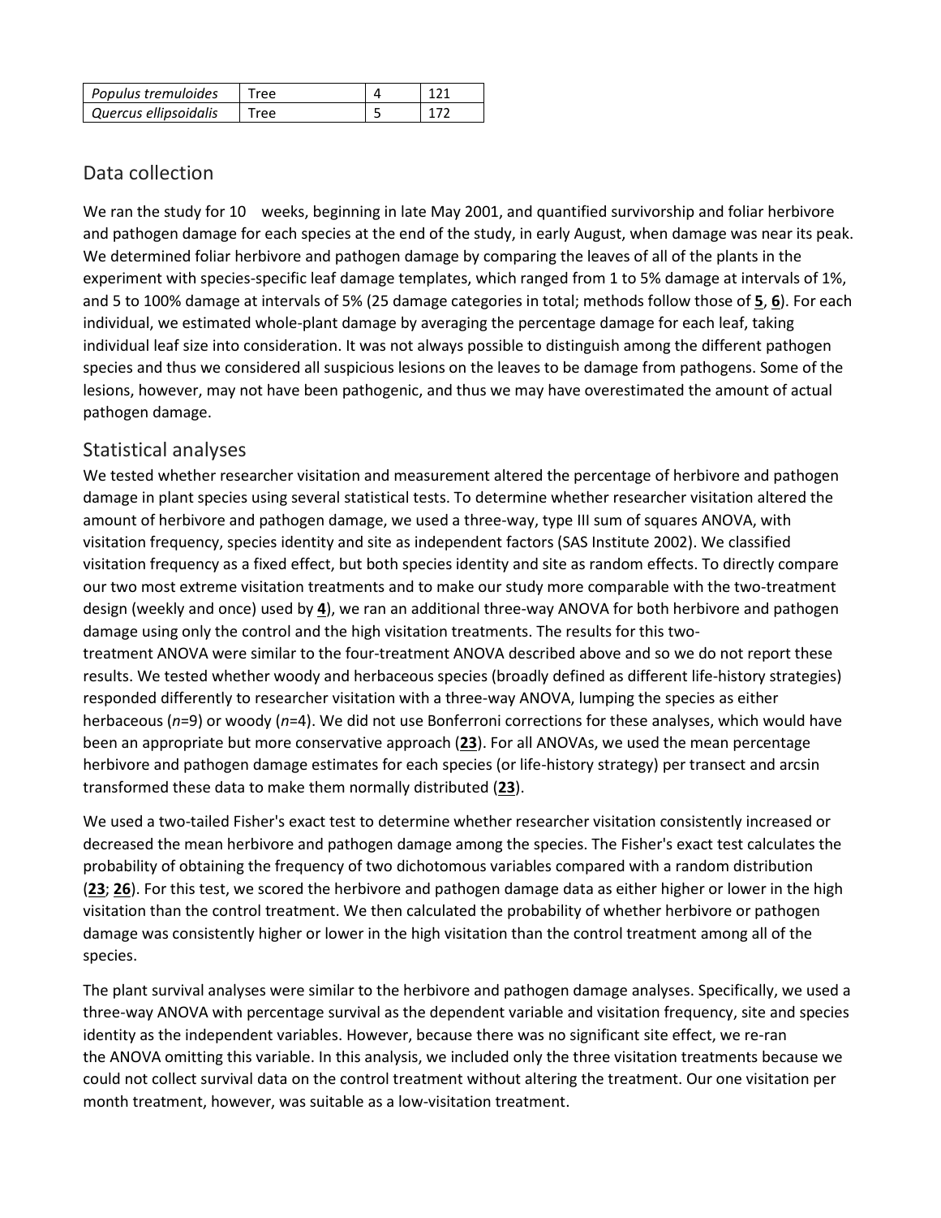| *Populus tremuloides* | Tree | 4 | 121 |
| --- | --- | --- | --- |
| *Quercus ellipsoidalis* | Tree | 5 | 172 |

## Data collection

We ran the study for 10 weeks, beginning in late May 2001, and quantified survivorship and foliar herbivore and pathogen damage for each species at the end of the study, in early August, when damage was near its peak. We determined foliar herbivore and pathogen damage by comparing the leaves of all of the plants in the experiment with species-specific leaf damage templates, which ranged from 1 to 5% damage at intervals of 1%, and 5 to 100% damage at intervals of 5% (25 damage categories in total; methods follow those of **5**, **6**). For each individual, we estimated whole-plant damage by averaging the percentage damage for each leaf, taking individual leaf size into consideration. It was not always possible to distinguish among the different pathogen species and thus we considered all suspicious lesions on the leaves to be damage from pathogens. Some of the lesions, however, may not have been pathogenic, and thus we may have overestimated the amount of actual pathogen damage.

## Statistical analyses

We tested whether researcher visitation and measurement altered the percentage of herbivore and pathogen damage in plant species using several statistical tests. To determine whether researcher visitation altered the amount of herbivore and pathogen damage, we used a three-way, type III sum of squares ANOVA, with visitation frequency, species identity and site as independent factors (SAS Institute 2002). We classified visitation frequency as a fixed effect, but both species identity and site as random effects. To directly compare our two most extreme visitation treatments and to make our study more comparable with the two-treatment design (weekly and once) used by **4**), we ran an additional three-way ANOVA for both herbivore and pathogen damage using only the control and the high visitation treatments. The results for this two-treatment ANOVA were similar to the four-treatment ANOVA described above and so we do not report these results. We tested whether woody and herbaceous species (broadly defined as different life-history strategies) responded differently to researcher visitation with a three-way ANOVA, lumping the species as either herbaceous ($n$=9) or woody ($n$=4). We did not use Bonferroni corrections for these analyses, which would have been an appropriate but more conservative approach (**23**). For all ANOVAs, we used the mean percentage herbivore and pathogen damage estimates for each species (or life-history strategy) per transect and arcsin transformed these data to make them normally distributed (**23**).

We used a two-tailed Fisher's exact test to determine whether researcher visitation consistently increased or decreased the mean herbivore and pathogen damage among the species. The Fisher's exact test calculates the probability of obtaining the frequency of two dichotomous variables compared with a random distribution (**23**; **26**). For this test, we scored the herbivore and pathogen damage data as either higher or lower in the high visitation than the control treatment. We then calculated the probability of whether herbivore or pathogen damage was consistently higher or lower in the high visitation than the control treatment among all of the species.

The plant survival analyses were similar to the herbivore and pathogen damage analyses. Specifically, we used a three-way ANOVA with percentage survival as the dependent variable and visitation frequency, site and species identity as the independent variables. However, because there was no significant site effect, we re-ran the ANOVA omitting this variable. In this analysis, we included only the three visitation treatments because we could not collect survival data on the control treatment without altering the treatment. Our one visitation per month treatment, however, was suitable as a low-visitation treatment.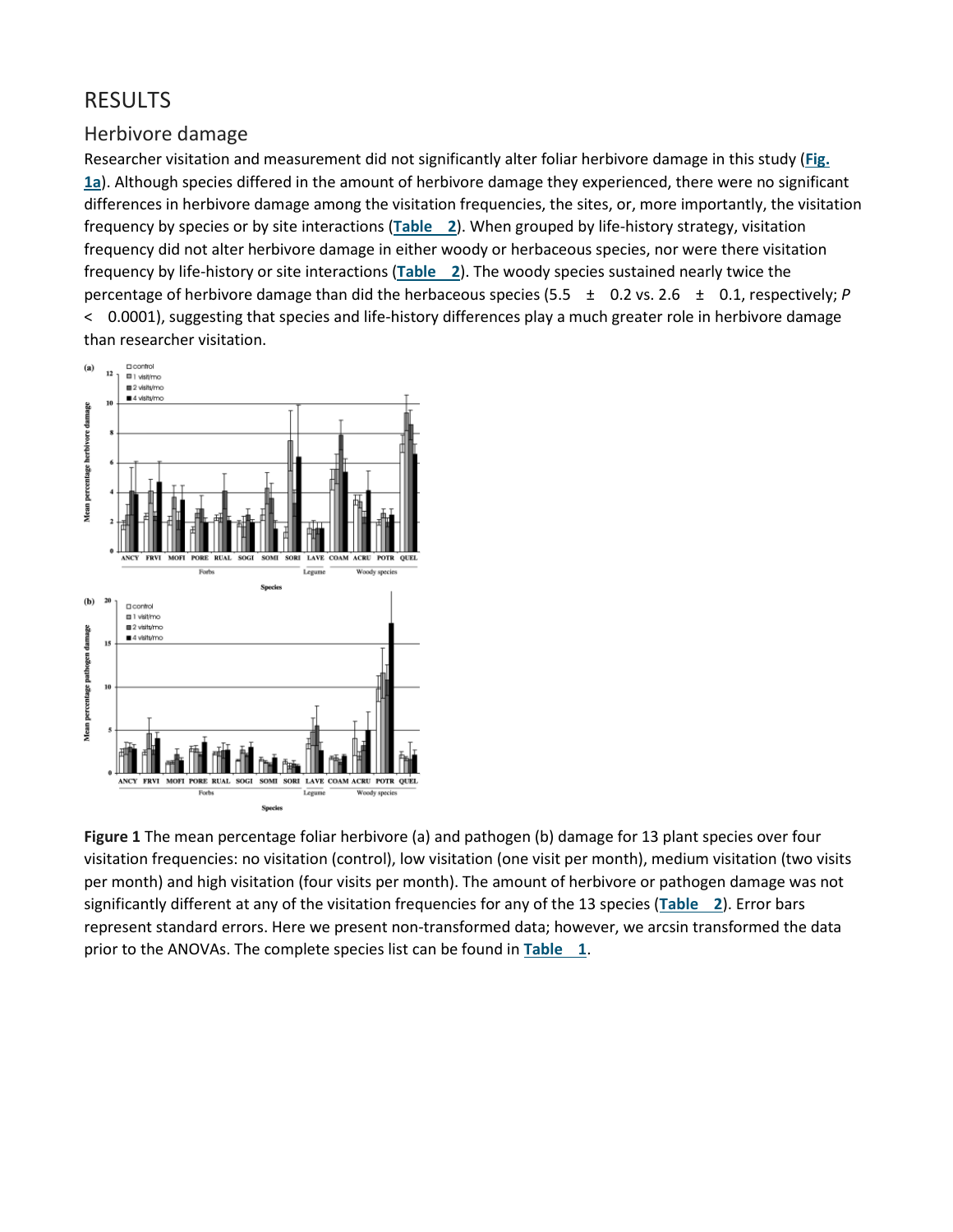## RESULTS

### Herbivore damage

Researcher visitation and measurement did not significantly alter foliar herbivore damage in this study (**Fig. 1a**). Although species differed in the amount of herbivore damage they experienced, there were no significant differences in herbivore damage among the visitation frequencies, the sites, or, more importantly, the visitation frequency by species or by site interactions (**Table 2**). When grouped by life-history strategy, visitation frequency did not alter herbivore damage in either woody or herbaceous species, nor were there visitation frequency by life-history or site interactions (**Table 2**). The woody species sustained nearly twice the percentage of herbivore damage than did the herbaceous species ($5.5 \pm 0.2$ vs. $2.6 \pm 0.1$, respectively; $P < 0.0001$), suggesting that species and life-history differences play a much greater role in herbivore damage than researcher visitation.

**Figure 1** The mean percentage foliar herbivore (a) and pathogen (b) damage for 13 plant species over four visitation frequencies: no visitation (control), low visitation (one visit per month), medium visitation (two visits per month) and high visitation (four visits per month). The amount of herbivore or pathogen damage was not significantly different at any of the visitation frequencies for any of the 13 species (**Table 2**). Error bars represent standard errors. Here we present non-transformed data; however, we arcsin transformed the data prior to the ANOVAs. The complete species list can be found in **Table 1**.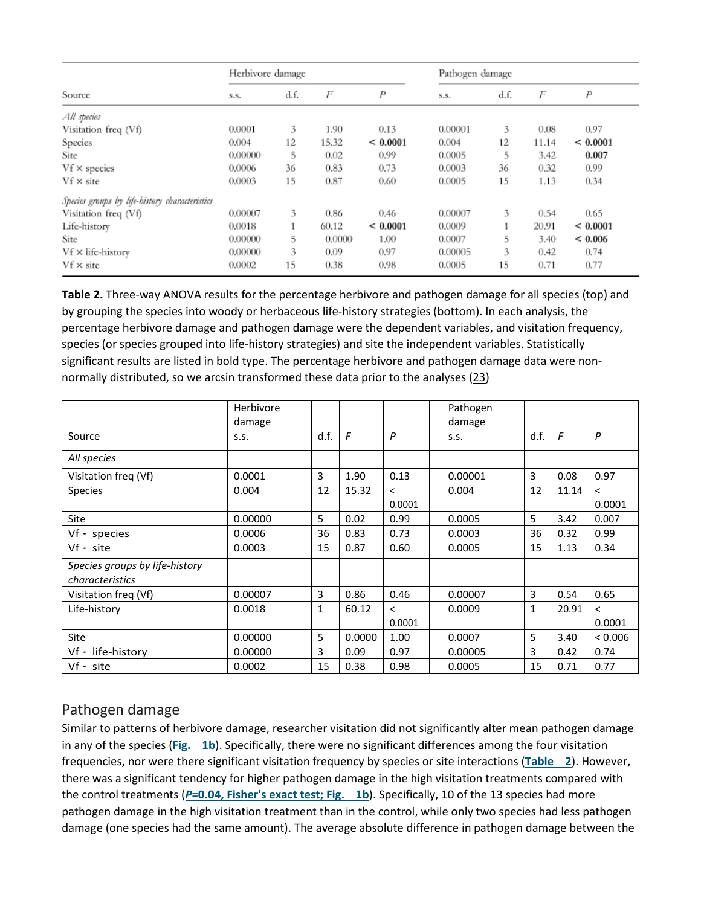| Source | Herbivore damage | | | | Pathogen damage | | | |
|---|---|---|---|---|---|---|---|---|
| | s.s. | d.f. | *F* | *P* | s.s. | d.f. | *F* | *P* |
| *All species* | | | | | | | | |
| Visitation freq (Vf) | 0.0001 | 3 | 1.90 | 0.13 | 0.00001 | 3 | 0.08 | 0.97 |
| Species | 0.004 | 12 | 15.32 | **< 0.0001** | 0.004 | 12 | 11.14 | **< 0.0001** |
| Site | 0.00000 | 5 | 0.02 | 0.99 | 0.0005 | 5 | 3.42 | **0.007** |
| Vf × species | 0.0006 | 36 | 0.83 | 0.73 | 0.0003 | 36 | 0.32 | 0.99 |
| Vf × site | 0.0003 | 15 | 0.87 | 0.60 | 0.0005 | 15 | 1.13 | 0.34 |
| *Species groups by life-history characteristics* | | | | | | | | |
| Visitation freq (Vf) | 0.00007 | 3 | 0.86 | 0.46 | 0.00007 | 3 | 0.54 | 0.65 |
| Life-history | 0.0018 | 1 | 60.12 | **< 0.0001** | 0.0009 | 1 | 20.91 | **< 0.0001** |
| Site | 0.00000 | 5 | 0.0000 | 1.00 | 0.0007 | 5 | 3.40 | **< 0.006** |
| Vf × life-history | 0.00000 | 3 | 0.09 | 0.97 | 0.00005 | 3 | 0.42 | 0.74 |
| Vf × site | 0.0002 | 15 | 0.38 | 0.98 | 0.0005 | 15 | 0.71 | 0.77 |

**Table 2.** Three-way ANOVA results for the percentage herbivore and pathogen damage for all species (top) and by grouping the species into woody or herbaceous life-history strategies (bottom). In each analysis, the percentage herbivore damage and pathogen damage were the dependent variables, and visitation frequency, species (or species grouped into life-history strategies) and site the independent variables. Statistically significant results are listed in bold type. The percentage herbivore and pathogen damage data were non-normally distributed, so we arcsin transformed these data prior to the analyses (23)

| Source | Herbivore damage | | | | Pathogen damage | | | |
|---|---|---|---|---|---|---|---|---|
| | s.s. | d.f. | *F* | *P* | s.s. | d.f. | *F* | *P* |
| *All species* | | | | | | | | |
| Visitation freq (Vf) | 0.0001 | 3 | 1.90 | 0.13 | 0.00001 | 3 | 0.08 | 0.97 |
| Species | 0.004 | 12 | 15.32 | < 0.0001 | 0.004 | 12 | 11.14 | < 0.0001 |
| Site | 0.00000 | 5 | 0.02 | 0.99 | 0.0005 | 5 | 3.42 | 0.007 |
| Vf · species | 0.0006 | 36 | 0.83 | 0.73 | 0.0003 | 36 | 0.32 | 0.99 |
| Vf · site | 0.0003 | 15 | 0.87 | 0.60 | 0.0005 | 15 | 1.13 | 0.34 |
| *Species groups by life-history characteristics* | | | | | | | | |
| Visitation freq (Vf) | 0.00007 | 3 | 0.86 | 0.46 | 0.00007 | 3 | 0.54 | 0.65 |
| Life-history | 0.0018 | 1 | 60.12 | < 0.0001 | 0.0009 | 1 | 20.91 | < 0.0001 |
| Site | 0.00000 | 5 | 0.0000 | 1.00 | 0.0007 | 5 | 3.40 | < 0.006 |
| Vf · life-history | 0.00000 | 3 | 0.09 | 0.97 | 0.00005 | 3 | 0.42 | 0.74 |
| Vf · site | 0.0002 | 15 | 0.38 | 0.98 | 0.0005 | 15 | 0.71 | 0.77 |

## Pathogen damage

Similar to patterns of herbivore damage, researcher visitation did not significantly alter mean pathogen damage in any of the species (Fig. 1b). Specifically, there were no significant differences among the four visitation frequencies, nor were there significant visitation frequency by species or site interactions (Table 2). However, there was a significant tendency for higher pathogen damage in the high visitation treatments compared with the control treatments (*P*=0.04, Fisher's exact test; Fig. 1b). Specifically, 10 of the 13 species had more pathogen damage in the high visitation treatment than in the control, while only two species had less pathogen damage (one species had the same amount). The average absolute difference in pathogen damage between the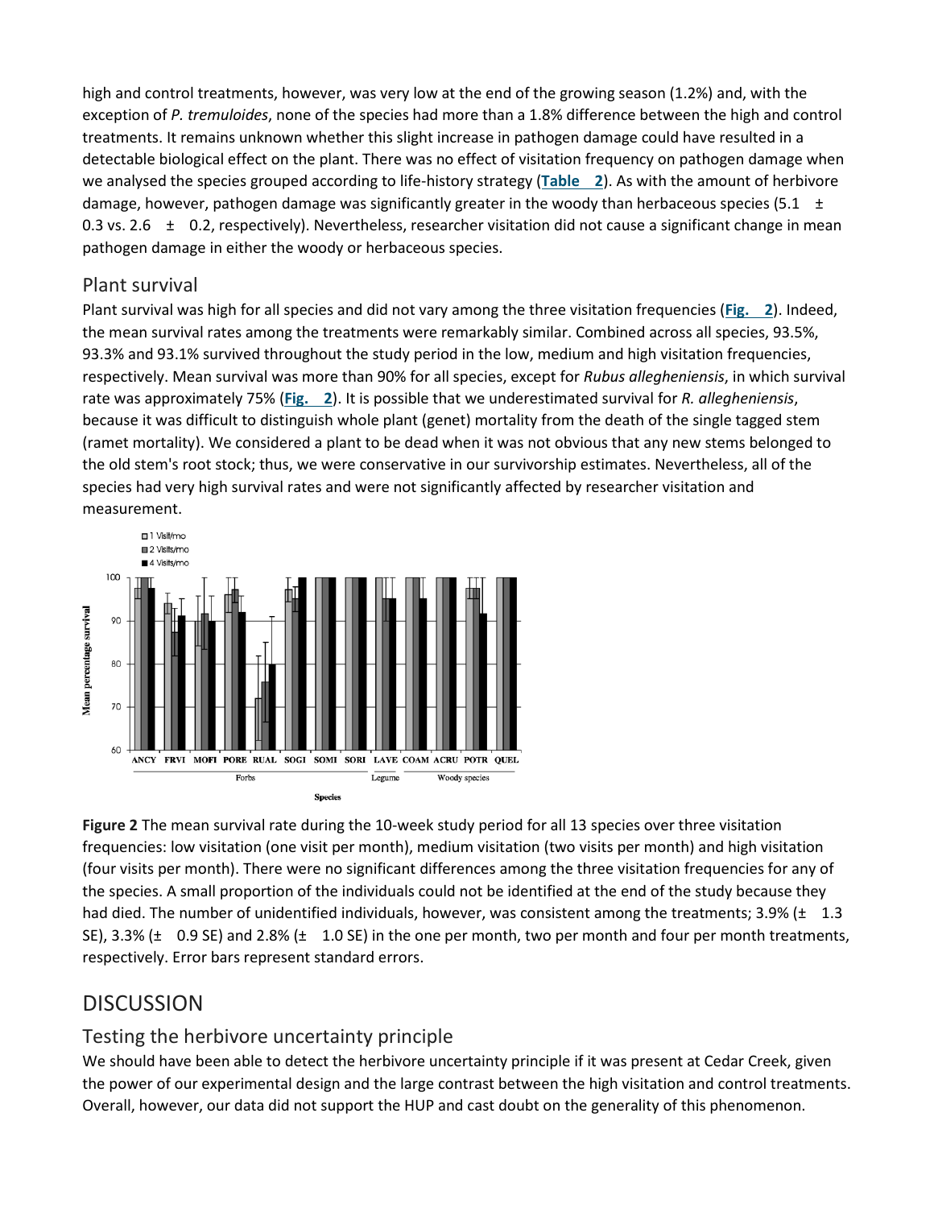high and control treatments, however, was very low at the end of the growing season (1.2%) and, with the exception of *P. tremuloides*, none of the species had more than a 1.8% difference between the high and control treatments. It remains unknown whether this slight increase in pathogen damage could have resulted in a detectable biological effect on the plant. There was no effect of visitation frequency on pathogen damage when we analysed the species grouped according to life-history strategy (**Table 2**). As with the amount of herbivore damage, however, pathogen damage was significantly greater in the woody than herbaceous species (5.1 ± 0.3 vs. 2.6 ± 0.2, respectively). Nevertheless, researcher visitation did not cause a significant change in mean pathogen damage in either the woody or herbaceous species.

## Plant survival

Plant survival was high for all species and did not vary among the three visitation frequencies (**Fig. 2**). Indeed, the mean survival rates among the treatments were remarkably similar. Combined across all species, 93.5%, 93.3% and 93.1% survived throughout the study period in the low, medium and high visitation frequencies, respectively. Mean survival was more than 90% for all species, except for *Rubus allegheniensis*, in which survival rate was approximately 75% (**Fig. 2**). It is possible that we underestimated survival for *R. allegheniensis*, because it was difficult to distinguish whole plant (genet) mortality from the death of the single tagged stem (ramet mortality). We considered a plant to be dead when it was not obvious that any new stems belonged to the old stem's root stock; thus, we were conservative in our survivorship estimates. Nevertheless, all of the species had very high survival rates and were not significantly affected by researcher visitation and measurement.

**Figure 2** The mean survival rate during the 10-week study period for all 13 species over three visitation frequencies: low visitation (one visit per month), medium visitation (two visits per month) and high visitation (four visits per month). There were no significant differences among the three visitation frequencies for any of the species. A small proportion of the individuals could not be identified at the end of the study because they had died. The number of unidentified individuals, however, was consistent among the treatments; 3.9% (± 1.3 SE), 3.3% (± 0.9 SE) and 2.8% (± 1.0 SE) in the one per month, two per month and four per month treatments, respectively. Error bars represent standard errors.

# DISCUSSION

## Testing the herbivore uncertainty principle

We should have been able to detect the herbivore uncertainty principle if it was present at Cedar Creek, given the power of our experimental design and the large contrast between the high visitation and control treatments. Overall, however, our data did not support the HUP and cast doubt on the generality of this phenomenon.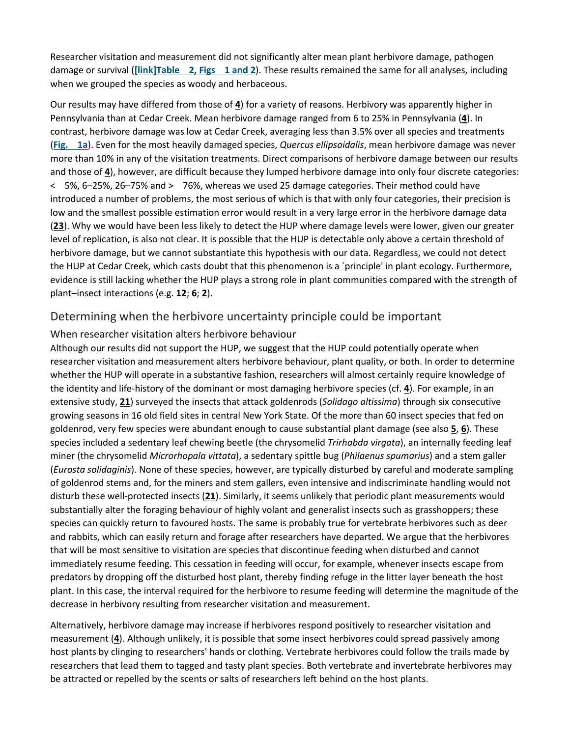Researcher visitation and measurement did not significantly alter mean plant herbivore damage, pathogen damage or survival ([link]Table 2, Figs 1 and 2). These results remained the same for all analyses, including when we grouped the species as woody and herbaceous.

Our results may have differed from those of **4**) for a variety of reasons. Herbivory was apparently higher in Pennsylvania than at Cedar Creek. Mean herbivore damage ranged from 6 to 25% in Pennsylvania (**4**). In contrast, herbivore damage was low at Cedar Creek, averaging less than 3.5% over all species and treatments (**Fig. 1a**). Even for the most heavily damaged species, *Quercus ellipsoidalis*, mean herbivore damage was never more than 10% in any of the visitation treatments. Direct comparisons of herbivore damage between our results and those of **4**), however, are difficult because they lumped herbivore damage into only four discrete categories: < 5%, 6–25%, 26–75% and > 76%, whereas we used 25 damage categories. Their method could have introduced a number of problems, the most serious of which is that with only four categories, their precision is low and the smallest possible estimation error would result in a very large error in the herbivore damage data (**23**). Why we would have been less likely to detect the HUP where damage levels were lower, given our greater level of replication, is also not clear. It is possible that the HUP is detectable only above a certain threshold of herbivore damage, but we cannot substantiate this hypothesis with our data. Regardless, we could not detect the HUP at Cedar Creek, which casts doubt that this phenomenon is a `principle' in plant ecology. Furthermore, evidence is still lacking whether the HUP plays a strong role in plant communities compared with the strength of plant–insect interactions (e.g. **12**; **6**; **2**).

## Determining when the herbivore uncertainty principle could be important

### When researcher visitation alters herbivore behaviour

Although our results did not support the HUP, we suggest that the HUP could potentially operate when researcher visitation and measurement alters herbivore behaviour, plant quality, or both. In order to determine whether the HUP will operate in a substantive fashion, researchers will almost certainly require knowledge of the identity and life-history of the dominant or most damaging herbivore species (cf. **4**). For example, in an extensive study, **21**) surveyed the insects that attack goldenrods (*Solidago altissima*) through six consecutive growing seasons in 16 old field sites in central New York State. Of the more than 60 insect species that fed on goldenrod, very few species were abundant enough to cause substantial plant damage (see also **5**, **6**). These species included a sedentary leaf chewing beetle (the chrysomelid *Trirhabda virgata*), an internally feeding leaf miner (the chrysomelid *Microrhopala vittata*), a sedentary spittle bug (*Philaenus spumarius*) and a stem galler (*Eurosta solidaginis*). None of these species, however, are typically disturbed by careful and moderate sampling of goldenrod stems and, for the miners and stem gallers, even intensive and indiscriminate handling would not disturb these well-protected insects (**21**). Similarly, it seems unlikely that periodic plant measurements would substantially alter the foraging behaviour of highly volant and generalist insects such as grasshoppers; these species can quickly return to favoured hosts. The same is probably true for vertebrate herbivores such as deer and rabbits, which can easily return and forage after researchers have departed. We argue that the herbivores that will be most sensitive to visitation are species that discontinue feeding when disturbed and cannot immediately resume feeding. This cessation in feeding will occur, for example, whenever insects escape from predators by dropping off the disturbed host plant, thereby finding refuge in the litter layer beneath the host plant. In this case, the interval required for the herbivore to resume feeding will determine the magnitude of the decrease in herbivory resulting from researcher visitation and measurement.

Alternatively, herbivore damage may increase if herbivores respond positively to researcher visitation and measurement (**4**). Although unlikely, it is possible that some insect herbivores could spread passively among host plants by clinging to researchers' hands or clothing. Vertebrate herbivores could follow the trails made by researchers that lead them to tagged and tasty plant species. Both vertebrate and invertebrate herbivores may be attracted or repelled by the scents or salts of researchers left behind on the host plants.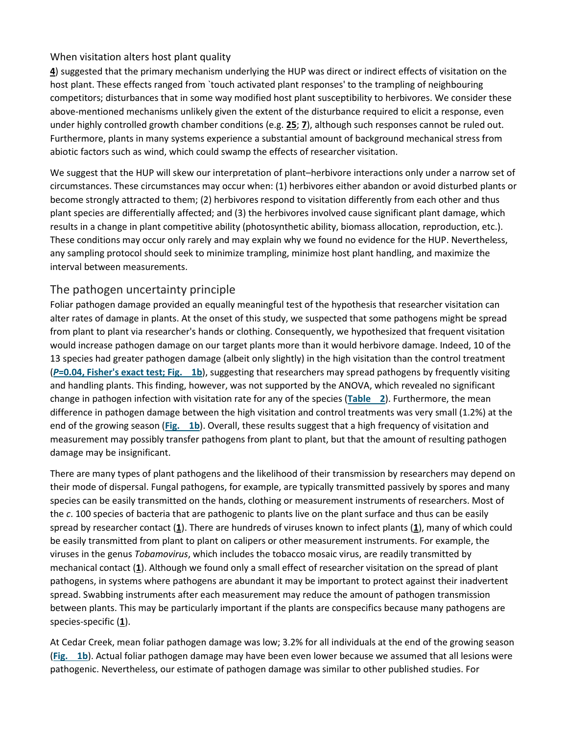### When visitation alters host plant quality

4) suggested that the primary mechanism underlying the HUP was direct or indirect effects of visitation on the host plant. These effects ranged from `touch activated plant responses' to the trampling of neighbouring competitors; disturbances that in some way modified host plant susceptibility to herbivores. We consider these above-mentioned mechanisms unlikely given the extent of the disturbance required to elicit a response, even under highly controlled growth chamber conditions (e.g. **25**; **7**), although such responses cannot be ruled out. Furthermore, plants in many systems experience a substantial amount of background mechanical stress from abiotic factors such as wind, which could swamp the effects of researcher visitation.

We suggest that the HUP will skew our interpretation of plant–herbivore interactions only under a narrow set of circumstances. These circumstances may occur when: (1) herbivores either abandon or avoid disturbed plants or become strongly attracted to them; (2) herbivores respond to visitation differently from each other and thus plant species are differentially affected; and (3) the herbivores involved cause significant plant damage, which results in a change in plant competitive ability (photosynthetic ability, biomass allocation, reproduction, etc.). These conditions may occur only rarely and may explain why we found no evidence for the HUP. Nevertheless, any sampling protocol should seek to minimize trampling, minimize host plant handling, and maximize the interval between measurements.

## The pathogen uncertainty principle

Foliar pathogen damage provided an equally meaningful test of the hypothesis that researcher visitation can alter rates of damage in plants. At the onset of this study, we suspected that some pathogens might be spread from plant to plant via researcher's hands or clothing. Consequently, we hypothesized that frequent visitation would increase pathogen damage on our target plants more than it would herbivore damage. Indeed, 10 of the 13 species had greater pathogen damage (albeit only slightly) in the high visitation than the control treatment (**$P$=0.04, Fisher's exact test; Fig. 1b**), suggesting that researchers may spread pathogens by frequently visiting and handling plants. This finding, however, was not supported by the ANOVA, which revealed no significant change in pathogen infection with visitation rate for any of the species (**Table 2**). Furthermore, the mean difference in pathogen damage between the high visitation and control treatments was very small (1.2%) at the end of the growing season (**Fig. 1b**). Overall, these results suggest that a high frequency of visitation and measurement may possibly transfer pathogens from plant to plant, but that the amount of resulting pathogen damage may be insignificant.

There are many types of plant pathogens and the likelihood of their transmission by researchers may depend on their mode of dispersal. Fungal pathogens, for example, are typically transmitted passively by spores and many species can be easily transmitted on the hands, clothing or measurement instruments of researchers. Most of the *c*. 100 species of bacteria that are pathogenic to plants live on the plant surface and thus can be easily spread by researcher contact (**1**). There are hundreds of viruses known to infect plants (**1**), many of which could be easily transmitted from plant to plant on calipers or other measurement instruments. For example, the viruses in the genus *Tobamovirus*, which includes the tobacco mosaic virus, are readily transmitted by mechanical contact (**1**). Although we found only a small effect of researcher visitation on the spread of plant pathogens, in systems where pathogens are abundant it may be important to protect against their inadvertent spread. Swabbing instruments after each measurement may reduce the amount of pathogen transmission between plants. This may be particularly important if the plants are conspecifics because many pathogens are species-specific (**1**).

At Cedar Creek, mean foliar pathogen damage was low; 3.2% for all individuals at the end of the growing season (**Fig. 1b**). Actual foliar pathogen damage may have been even lower because we assumed that all lesions were pathogenic. Nevertheless, our estimate of pathogen damage was similar to other published studies. For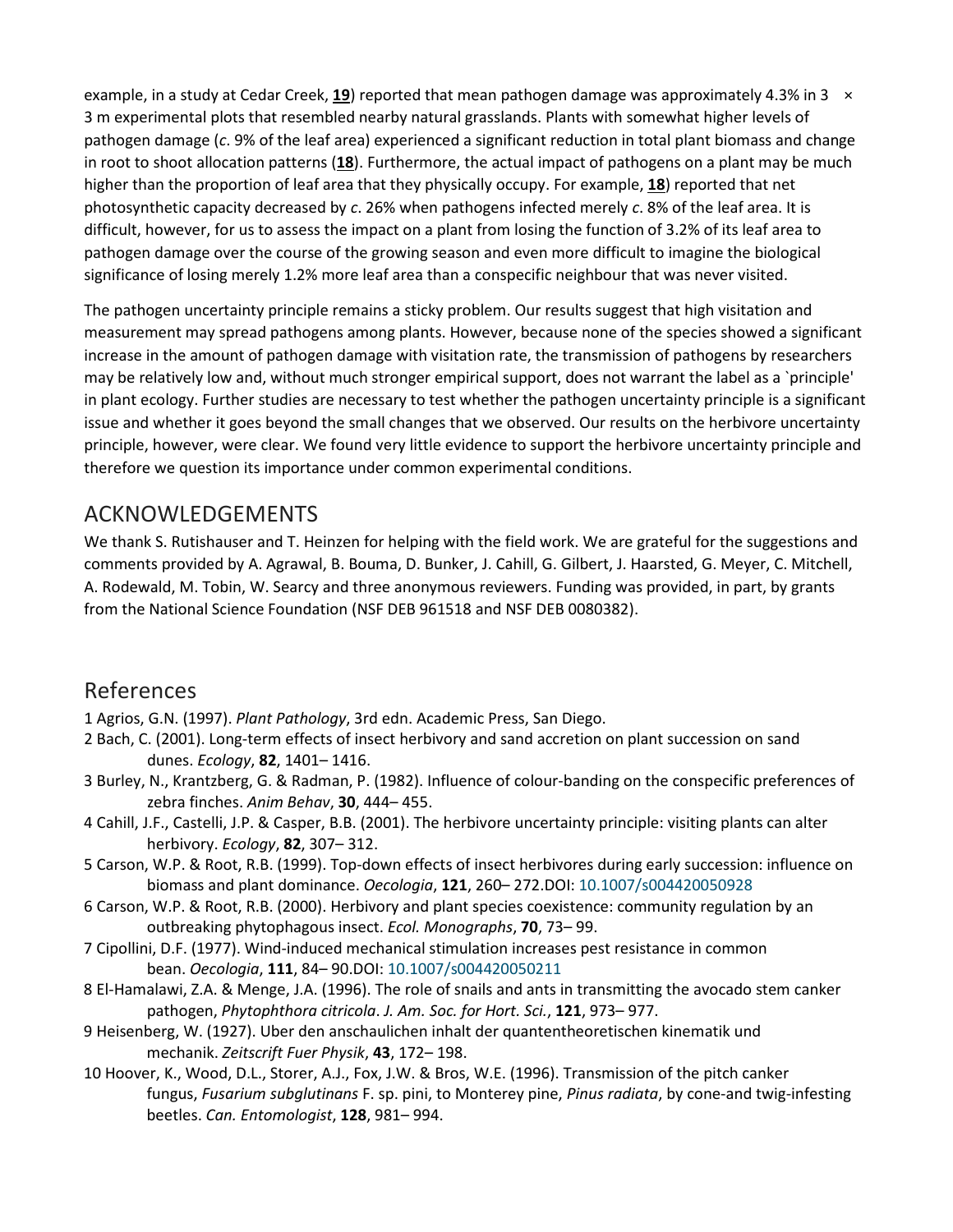example, in a study at Cedar Creek, **19**) reported that mean pathogen damage was approximately 4.3% in 3 × 3 m experimental plots that resembled nearby natural grasslands. Plants with somewhat higher levels of pathogen damage (*c*. 9% of the leaf area) experienced a significant reduction in total plant biomass and change in root to shoot allocation patterns (**18**). Furthermore, the actual impact of pathogens on a plant may be much higher than the proportion of leaf area that they physically occupy. For example, **18**) reported that net photosynthetic capacity decreased by *c*. 26% when pathogens infected merely *c*. 8% of the leaf area. It is difficult, however, for us to assess the impact on a plant from losing the function of 3.2% of its leaf area to pathogen damage over the course of the growing season and even more difficult to imagine the biological significance of losing merely 1.2% more leaf area than a conspecific neighbour that was never visited.

The pathogen uncertainty principle remains a sticky problem. Our results suggest that high visitation and measurement may spread pathogens among plants. However, because none of the species showed a significant increase in the amount of pathogen damage with visitation rate, the transmission of pathogens by researchers may be relatively low and, without much stronger empirical support, does not warrant the label as a `principle' in plant ecology. Further studies are necessary to test whether the pathogen uncertainty principle is a significant issue and whether it goes beyond the small changes that we observed. Our results on the herbivore uncertainty principle, however, were clear. We found very little evidence to support the herbivore uncertainty principle and therefore we question its importance under common experimental conditions.

## ACKNOWLEDGEMENTS

We thank S. Rutishauser and T. Heinzen for helping with the field work. We are grateful for the suggestions and comments provided by A. Agrawal, B. Bouma, D. Bunker, J. Cahill, G. Gilbert, J. Haarsted, G. Meyer, C. Mitchell, A. Rodewald, M. Tobin, W. Searcy and three anonymous reviewers. Funding was provided, in part, by grants from the National Science Foundation (NSF DEB 961518 and NSF DEB 0080382).

## References

1 Agrios, G.N. (1997). *Plant Pathology*, 3rd edn. Academic Press, San Diego.

2 Bach, C. (2001). Long-term effects of insect herbivory and sand accretion on plant succession on sand dunes. *Ecology*, **82**, 1401– 1416.

3 Burley, N., Krantzberg, G. & Radman, P. (1982). Influence of colour-banding on the conspecific preferences of zebra finches. *Anim Behav*, **30**, 444– 455.

4 Cahill, J.F., Castelli, J.P. & Casper, B.B. (2001). The herbivore uncertainty principle: visiting plants can alter herbivory. *Ecology*, **82**, 307– 312.

5 Carson, W.P. & Root, R.B. (1999). Top-down effects of insect herbivores during early succession: influence on biomass and plant dominance. *Oecologia*, **121**, 260– 272.DOI: 10.1007/s004420050928

6 Carson, W.P. & Root, R.B. (2000). Herbivory and plant species coexistence: community regulation by an outbreaking phytophagous insect. *Ecol. Monographs*, **70**, 73– 99.

7 Cipollini, D.F. (1977). Wind-induced mechanical stimulation increases pest resistance in common bean. *Oecologia*, **111**, 84– 90.DOI: 10.1007/s004420050211

8 El-Hamalawi, Z.A. & Menge, J.A. (1996). The role of snails and ants in transmitting the avocado stem canker pathogen, *Phytophthora citricola*. *J. Am. Soc. for Hort. Sci.*, **121**, 973– 977.

9 Heisenberg, W. (1927). Uber den anschaulichen inhalt der quantentheoretischen kinematik und mechanik. *Zeitscrift Fuer Physik*, **43**, 172– 198.

10 Hoover, K., Wood, D.L., Storer, A.J., Fox, J.W. & Bros, W.E. (1996). Transmission of the pitch canker fungus, *Fusarium subglutinans* F. sp. pini, to Monterey pine, *Pinus radiata*, by cone-and twig-infesting beetles. *Can. Entomologist*, **128**, 981– 994.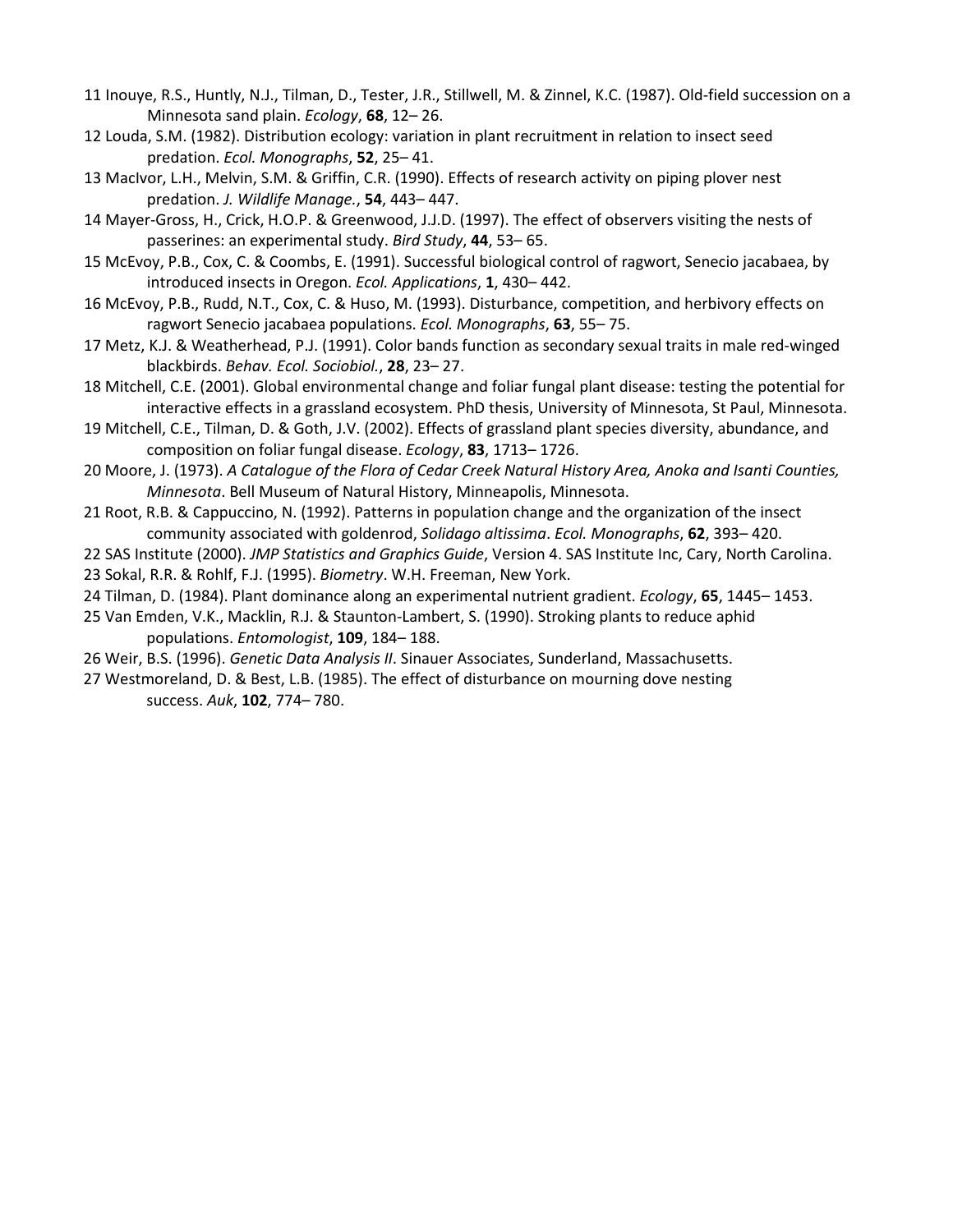11 Inouye, R.S., Huntly, N.J., Tilman, D., Tester, J.R., Stillwell, M. & Zinnel, K.C. (1987). Old-field succession on a Minnesota sand plain. *Ecology*, **68**, 12– 26.

12 Louda, S.M. (1982). Distribution ecology: variation in plant recruitment in relation to insect seed predation. *Ecol. Monographs*, **52**, 25– 41.

13 MacIvor, L.H., Melvin, S.M. & Griffin, C.R. (1990). Effects of research activity on piping plover nest predation. *J. Wildlife Manage.*, **54**, 443– 447.

14 Mayer-Gross, H., Crick, H.O.P. & Greenwood, J.J.D. (1997). The effect of observers visiting the nests of passerines: an experimental study. *Bird Study*, **44**, 53– 65.

15 McEvoy, P.B., Cox, C. & Coombs, E. (1991). Successful biological control of ragwort, Senecio jacabaea, by introduced insects in Oregon. *Ecol. Applications*, **1**, 430– 442.

16 McEvoy, P.B., Rudd, N.T., Cox, C. & Huso, M. (1993). Disturbance, competition, and herbivory effects on ragwort Senecio jacabaea populations. *Ecol. Monographs*, **63**, 55– 75.

17 Metz, K.J. & Weatherhead, P.J. (1991). Color bands function as secondary sexual traits in male red-winged blackbirds. *Behav. Ecol. Sociobiol.*, **28**, 23– 27.

18 Mitchell, C.E. (2001). Global environmental change and foliar fungal plant disease: testing the potential for interactive effects in a grassland ecosystem. PhD thesis, University of Minnesota, St Paul, Minnesota.

19 Mitchell, C.E., Tilman, D. & Goth, J.V. (2002). Effects of grassland plant species diversity, abundance, and composition on foliar fungal disease. *Ecology*, **83**, 1713– 1726.

20 Moore, J. (1973). *A Catalogue of the Flora of Cedar Creek Natural History Area, Anoka and Isanti Counties, Minnesota*. Bell Museum of Natural History, Minneapolis, Minnesota.

21 Root, R.B. & Cappuccino, N. (1992). Patterns in population change and the organization of the insect community associated with goldenrod, *Solidago altissima*. *Ecol. Monographs*, **62**, 393– 420.

22 SAS Institute (2000). *JMP Statistics and Graphics Guide*, Version 4. SAS Institute Inc, Cary, North Carolina.

23 Sokal, R.R. & Rohlf, F.J. (1995). *Biometry*. W.H. Freeman, New York.

24 Tilman, D. (1984). Plant dominance along an experimental nutrient gradient. *Ecology*, **65**, 1445– 1453.

25 Van Emden, V.K., Macklin, R.J. & Staunton-Lambert, S. (1990). Stroking plants to reduce aphid populations. *Entomologist*, **109**, 184– 188.

26 Weir, B.S. (1996). *Genetic Data Analysis II*. Sinauer Associates, Sunderland, Massachusetts.

27 Westmoreland, D. & Best, L.B. (1985). The effect of disturbance on mourning dove nesting success. *Auk*, **102**, 774– 780.